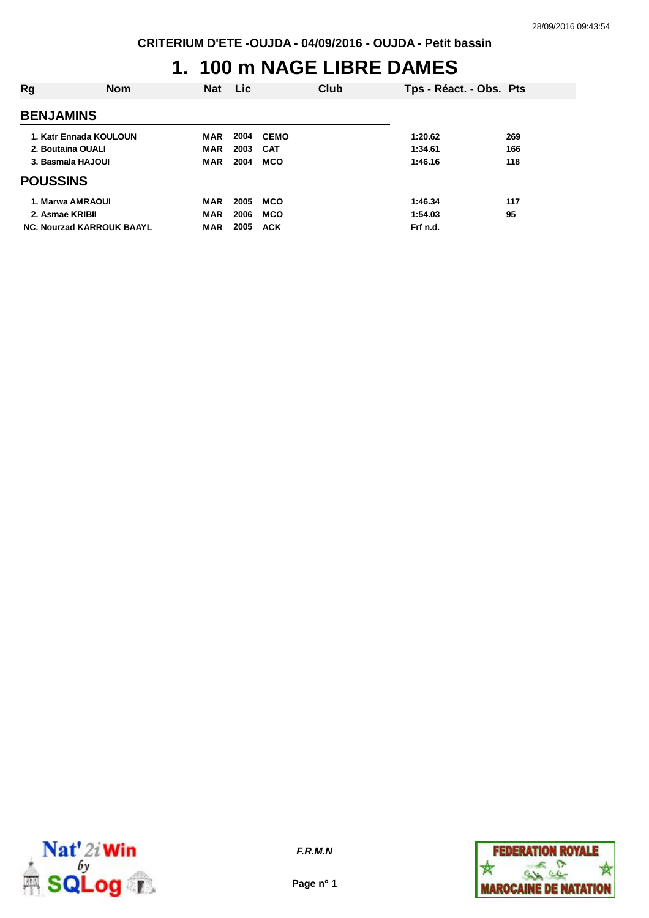CRITERIUM D'ETE -OUJDA - 04/09/2016 - OUJDA - Petit bassin

# 1. 100 m NAGE LIBRE DAMES

| Rg | Nom | Nat | Lic | Club | Tps - Réact. - Obs. | Pts |
|---|---|---|---|---|---|---|
| **BENJAMINS** | | | | | | |
| 1. | Katr Ennada KOULOUN | MAR | 2004 | CEMO | 1:20.62 | 269 |
| 2. | Boutaina OUALI | MAR | 2003 | CAT | 1:34.61 | 166 |
| 3. | Basmala HAJOUI | MAR | 2004 | MCO | 1:46.16 | 118 |
| **POUSSINS** | | | | | | |
| 1. | Marwa AMRAOUI | MAR | 2005 | MCO | 1:46.34 | 117 |
| 2. | Asmae KRIBII | MAR | 2006 | MCO | 1:54.03 | 95 |
| NC. | Nourzad KARROUK BAAYL | MAR | 2005 | ACK | Frf n.d. | |

F.R.M.N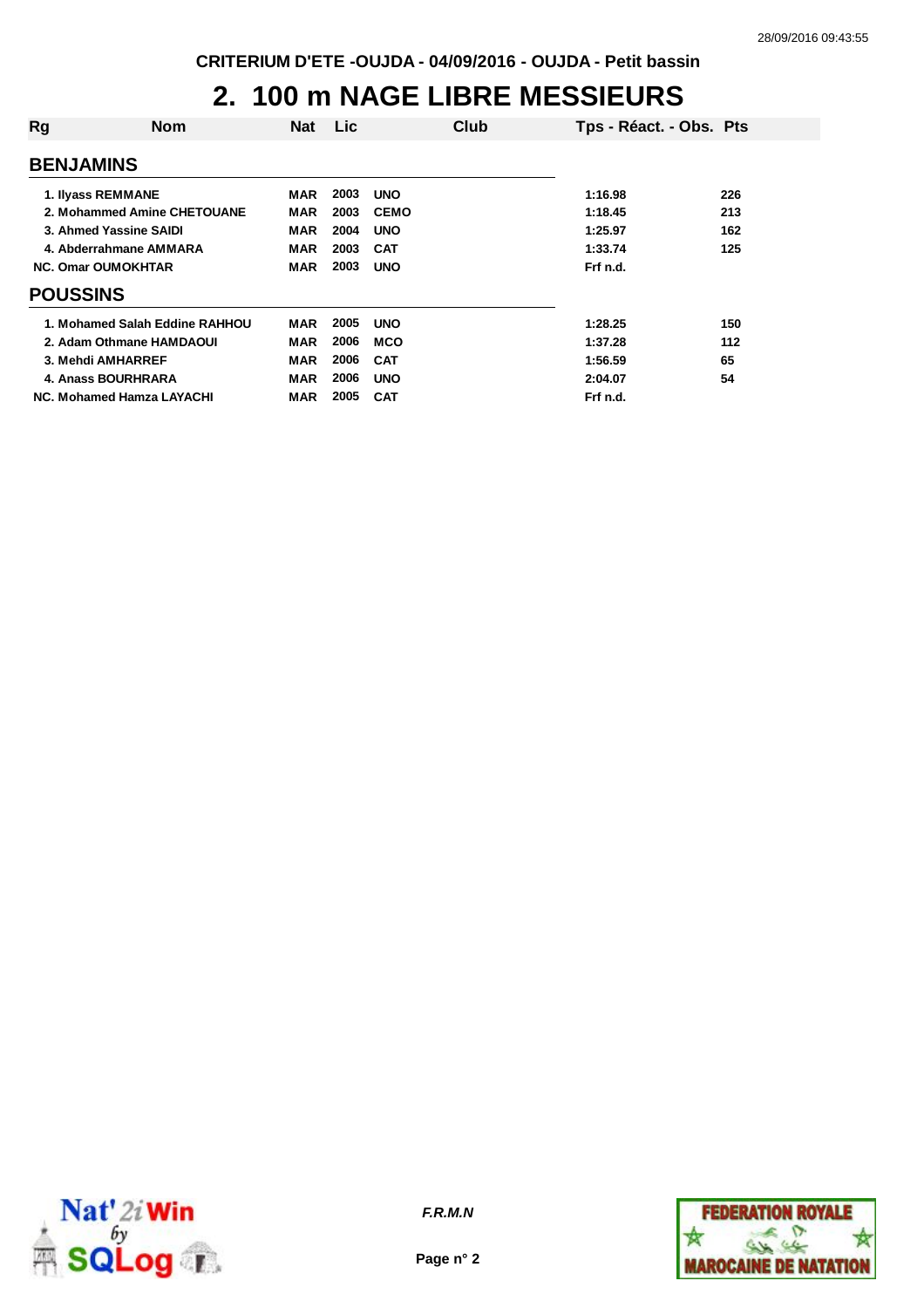CRITERIUM D'ETE -OUJDA - 04/09/2016 - OUJDA - Petit bassin

# 2. 100 m NAGE LIBRE MESSIEURS

| Rg | Nom | Nat | Lic | Club | Tps - Réact. - Obs. | Pts |
|---|---|---|---|---|---|---|
| **BENJAMINS** | | | | | | |
| 1. | Ilyass REMMANE | MAR | 2003 | UNO | 1:16.98 | 226 |
| 2. | Mohammed Amine CHETOUANE | MAR | 2003 | CEMO | 1:18.45 | 213 |
| 3. | Ahmed Yassine SAIDI | MAR | 2004 | UNO | 1:25.97 | 162 |
| 4. | Abderrahmane AMMARA | MAR | 2003 | CAT | 1:33.74 | 125 |
| NC. | Omar OUMOKHTAR | MAR | 2003 | UNO | Frf n.d. | |
| **POUSSINS** | | | | | | |
| 1. | Mohamed Salah Eddine RAHHOU | MAR | 2005 | UNO | 1:28.25 | 150 |
| 2. | Adam Othmane HAMDAOUI | MAR | 2006 | MCO | 1:37.28 | 112 |
| 3. | Mehdi AMHARREF | MAR | 2006 | CAT | 1:56.59 | 65 |
| 4. | Anass BOURHRARA | MAR | 2006 | UNO | 2:04.07 | 54 |
| NC. | Mohamed Hamza LAYACHI | MAR | 2005 | CAT | Frf n.d. | |

*F.R.M.N*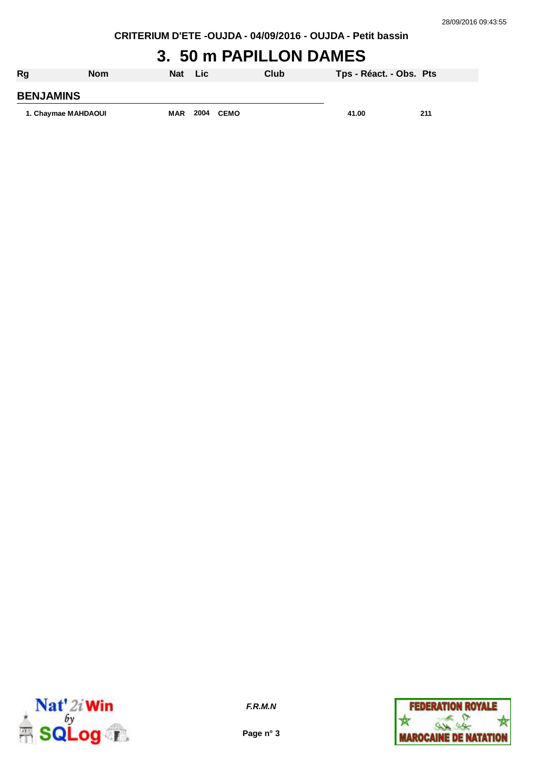# 3. 50 m PAPILLON DAMES

| Rg | Nom | Nat | Lic | Club | Tps - Réact. - Obs. | Pts |
|---|---|---|---|---|---|---|
| **BENJAMINS** | | | | | | |
| 1. | Chaymae MAHDAOUI | MAR | 2004 | CEMO | 41.00 | 211 |

*F.R.M.N*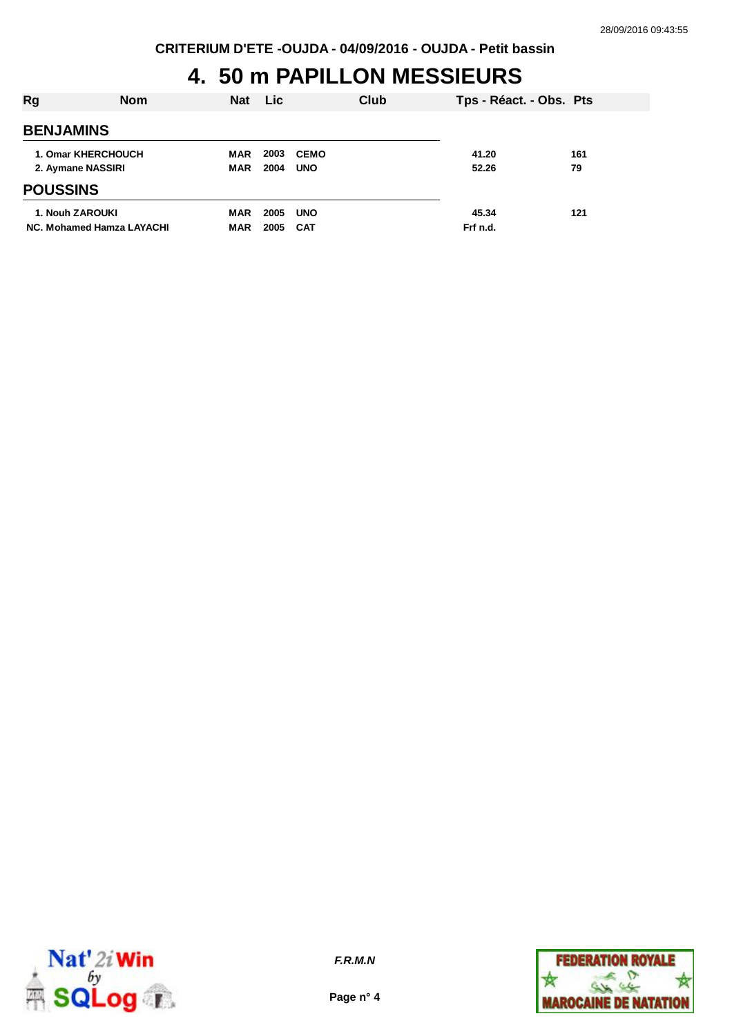# 4. 50 m PAPILLON MESSIEURS

| Rg | Nom | Nat | Lic | Club | Tps - Réact. - Obs. | Pts |
|---|---|---|---|---|---|---|
| **BENJAMINS** | | | | | | |
| 1. | Omar KHERCHOUCH | MAR | 2003 | CEMO | 41.20 | 161 |
| 2. | Aymane NASSIRI | MAR | 2004 | UNO | 52.26 | 79 |
| **POUSSINS** | | | | | | |
| 1. | Nouh ZAROUKI | MAR | 2005 | UNO | 45.34 | 121 |
| NC. | Mohamed Hamza LAYACHI | MAR | 2005 | CAT | Frf n.d. | |

*F.R.M.N*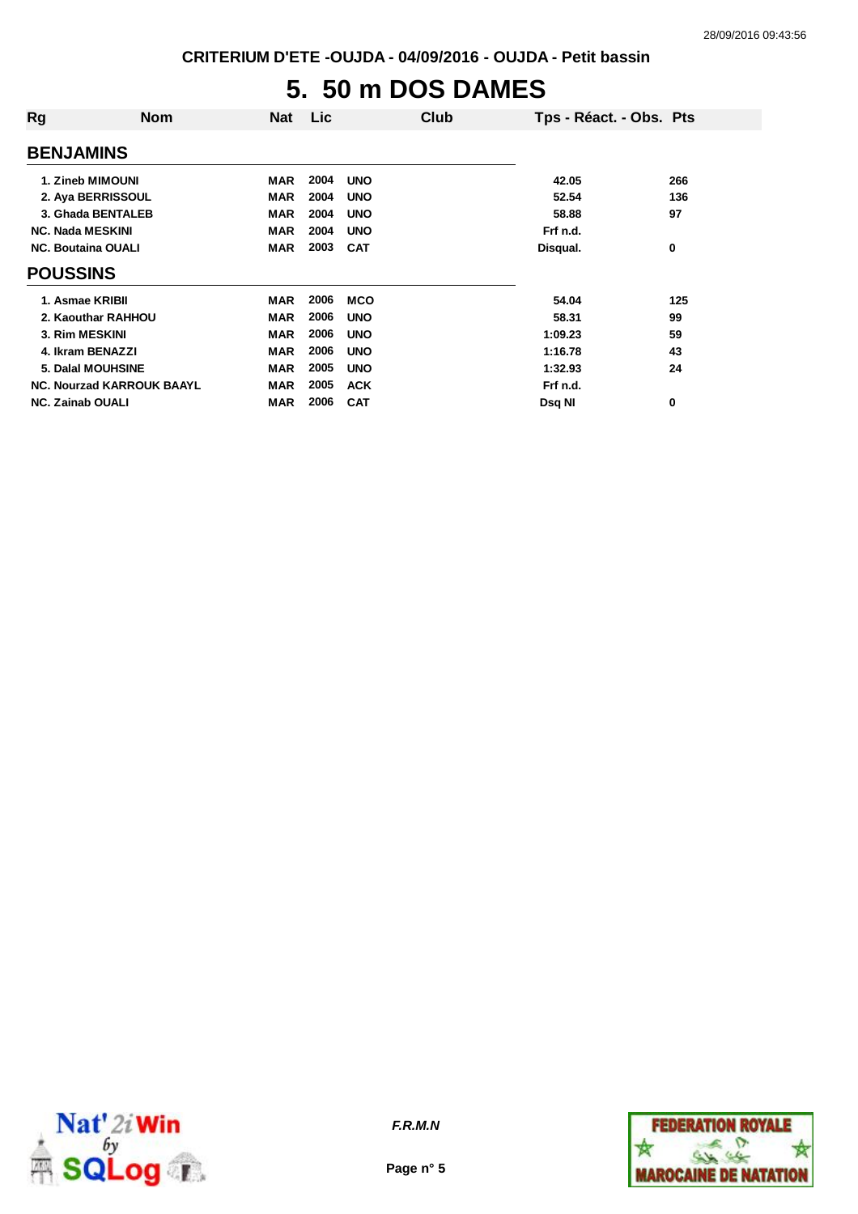CRITERIUM D'ETE -OUJDA - 04/09/2016 - OUJDA - Petit bassin

# 5. 50 m DOS DAMES

| Rg | Nom | Nat | Lic | Club | Tps - Réact. - Obs. | Pts |
|---|---|---|---|---|---|---|
| **BENJAMINS** | | | | | | |
| 1. | Zineb MIMOUNI | MAR | 2004 | UNO | 42.05 | 266 |
| 2. | Aya BERRISSOUL | MAR | 2004 | UNO | 52.54 | 136 |
| 3. | Ghada BENTALEB | MAR | 2004 | UNO | 58.88 | 97 |
| NC. | Nada MESKINI | MAR | 2004 | UNO | Frf n.d. | |
| NC. | Boutaina OUALI | MAR | 2003 | CAT | Disqual. | 0 |
| **POUSSINS** | | | | | | |
| 1. | Asmae KRIBII | MAR | 2006 | MCO | 54.04 | 125 |
| 2. | Kaouthar RAHHOU | MAR | 2006 | UNO | 58.31 | 99 |
| 3. | Rim MESKINI | MAR | 2006 | UNO | 1:09.23 | 59 |
| 4. | Ikram BENAZZI | MAR | 2006 | UNO | 1:16.78 | 43 |
| 5. | Dalal MOUHSINE | MAR | 2005 | UNO | 1:32.93 | 24 |
| NC. | Nourzad KARROUK BAAYL | MAR | 2005 | ACK | Frf n.d. | |
| NC. | Zainab OUALI | MAR | 2006 | CAT | Dsq NI | 0 |

*F.R.M.N*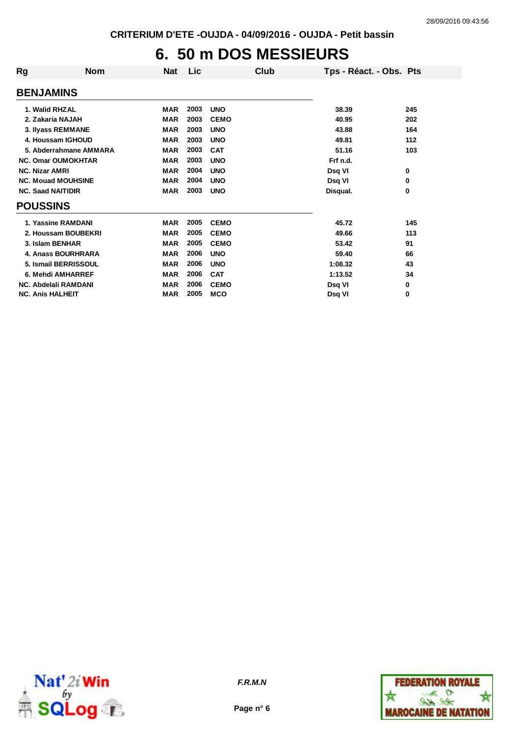CRITERIUM D'ETE -OUJDA - 04/09/2016 - OUJDA - Petit bassin

# 6. 50 m DOS MESSIEURS

| Rg | Nom | Nat | Lic | Club | Tps - Réact. - Obs. | Pts |
|---|---|---|---|---|---|---|
| **BENJAMINS** | | | | | | |
| 1. | Walid RHZAL | MAR | 2003 | UNO | 38.39 | 245 |
| 2. | Zakaria NAJAH | MAR | 2003 | CEMO | 40.95 | 202 |
| 3. | Ilyass REMMANE | MAR | 2003 | UNO | 43.88 | 164 |
| 4. | Houssam IGHOUD | MAR | 2003 | UNO | 49.81 | 112 |
| 5. | Abderrahmane AMMARA | MAR | 2003 | CAT | 51.16 | 103 |
| NC. | Omar OUMOKHTAR | MAR | 2003 | UNO | Frf n.d. | |
| NC. | Nizar AMRI | MAR | 2004 | UNO | Dsq VI | 0 |
| NC. | Mouad MOUHSINE | MAR | 2004 | UNO | Dsq VI | 0 |
| NC. | Saad NAITIDIR | MAR | 2003 | UNO | Disqual. | 0 |
| **POUSSINS** | | | | | | |
| 1. | Yassine RAMDANI | MAR | 2005 | CEMO | 45.72 | 145 |
| 2. | Houssam BOUBEKRI | MAR | 2005 | CEMO | 49.66 | 113 |
| 3. | Islam BENHAR | MAR | 2005 | CEMO | 53.42 | 91 |
| 4. | Anass BOURHRARA | MAR | 2006 | UNO | 59.40 | 66 |
| 5. | Ismail BERRISSOUL | MAR | 2006 | UNO | 1:08.32 | 43 |
| 6. | Mehdi AMHARREF | MAR | 2006 | CAT | 1:13.52 | 34 |
| NC. | Abdelali RAMDANI | MAR | 2006 | CEMO | Dsq VI | 0 |
| NC. | Anis HALHEIT | MAR | 2005 | MCO | Dsq VI | 0 |

*F.R.M.N*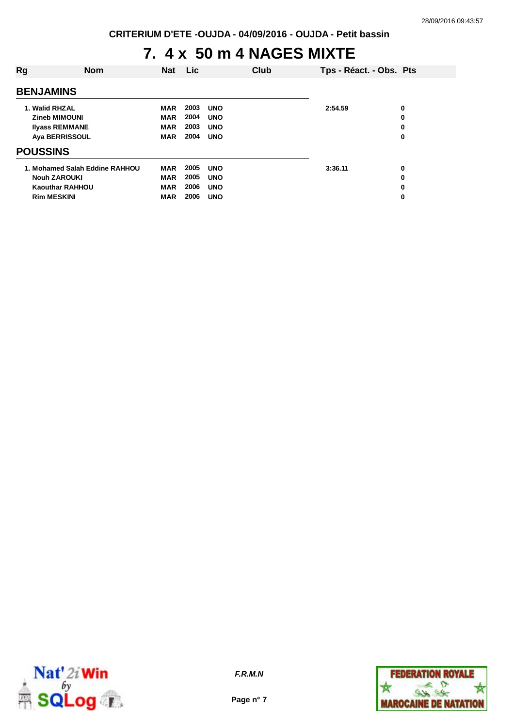CRITERIUM D'ETE -OUJDA - 04/09/2016 - OUJDA - Petit bassin

# 7. 4 x 50 m 4 NAGES MIXTE

| Rg | Nom | Nat | Lic | Club | Tps - Réact. - Obs. | Pts |
|---|---|---|---|---|---|---|
| **BENJAMINS** | | | | | | |
| 1. | Walid RHZAL | MAR | 2003 | UNO | 2:54.59 | 0 |
| | Zineb MIMOUNI | MAR | 2004 | UNO | | 0 |
| | Ilyass REMMANE | MAR | 2003 | UNO | | 0 |
| | Aya BERRISSOUL | MAR | 2004 | UNO | | 0 |
| **POUSSINS** | | | | | | |
| 1. | Mohamed Salah Eddine RAHHOU | MAR | 2005 | UNO | 3:36.11 | 0 |
| | Nouh ZAROUKI | MAR | 2005 | UNO | | 0 |
| | Kaouthar RAHHOU | MAR | 2006 | UNO | | 0 |
| | Rim MESKINI | MAR | 2006 | UNO | | 0 |

*F.R.M.N*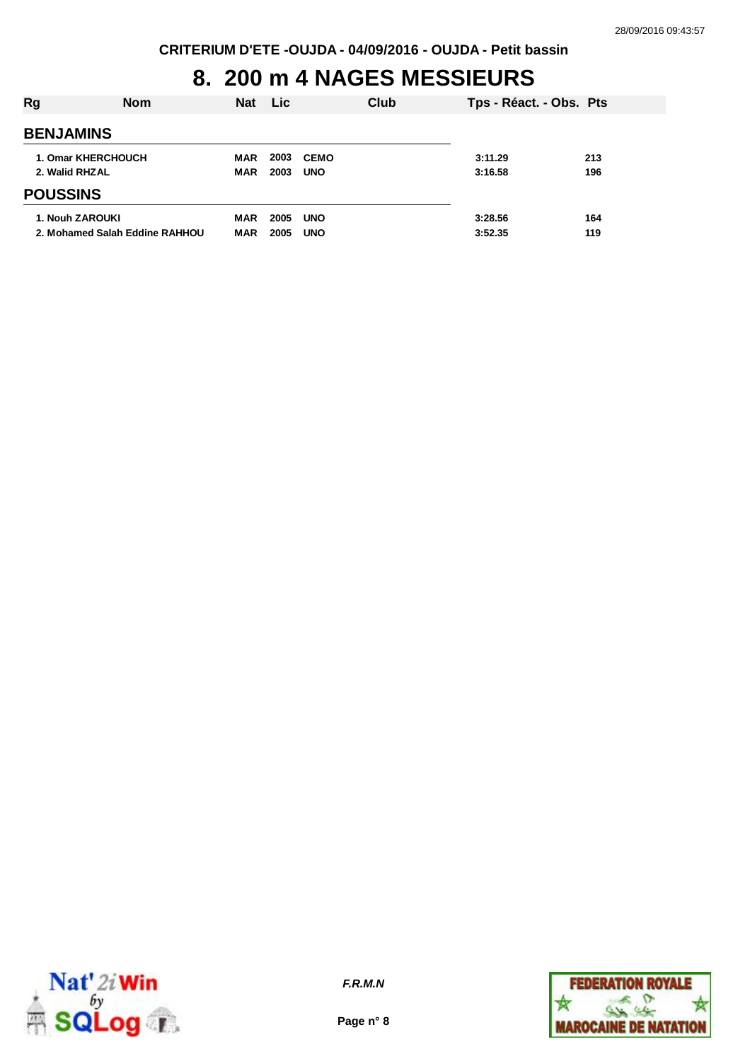CRITERIUM D'ETE -OUJDA - 04/09/2016 - OUJDA - Petit bassin

# 8. 200 m 4 NAGES MESSIEURS

| Rg | Nom | Nat | Lic | Club | Tps - Réact. - Obs. | Pts |
|---|---|---|---|---|---|---|
| **BENJAMINS** | | | | | | |
| 1. | Omar KHERCHOUCH | MAR | 2003 | CEMO | 3:11.29 | 213 |
| 2. | Walid RHZAL | MAR | 2003 | UNO | 3:16.58 | 196 |
| **POUSSINS** | | | | | | |
| 1. | Nouh ZAROUKI | MAR | 2005 | UNO | 3:28.56 | 164 |
| 2. | Mohamed Salah Eddine RAHHOU | MAR | 2005 | UNO | 3:52.35 | 119 |

*F.R.M.N*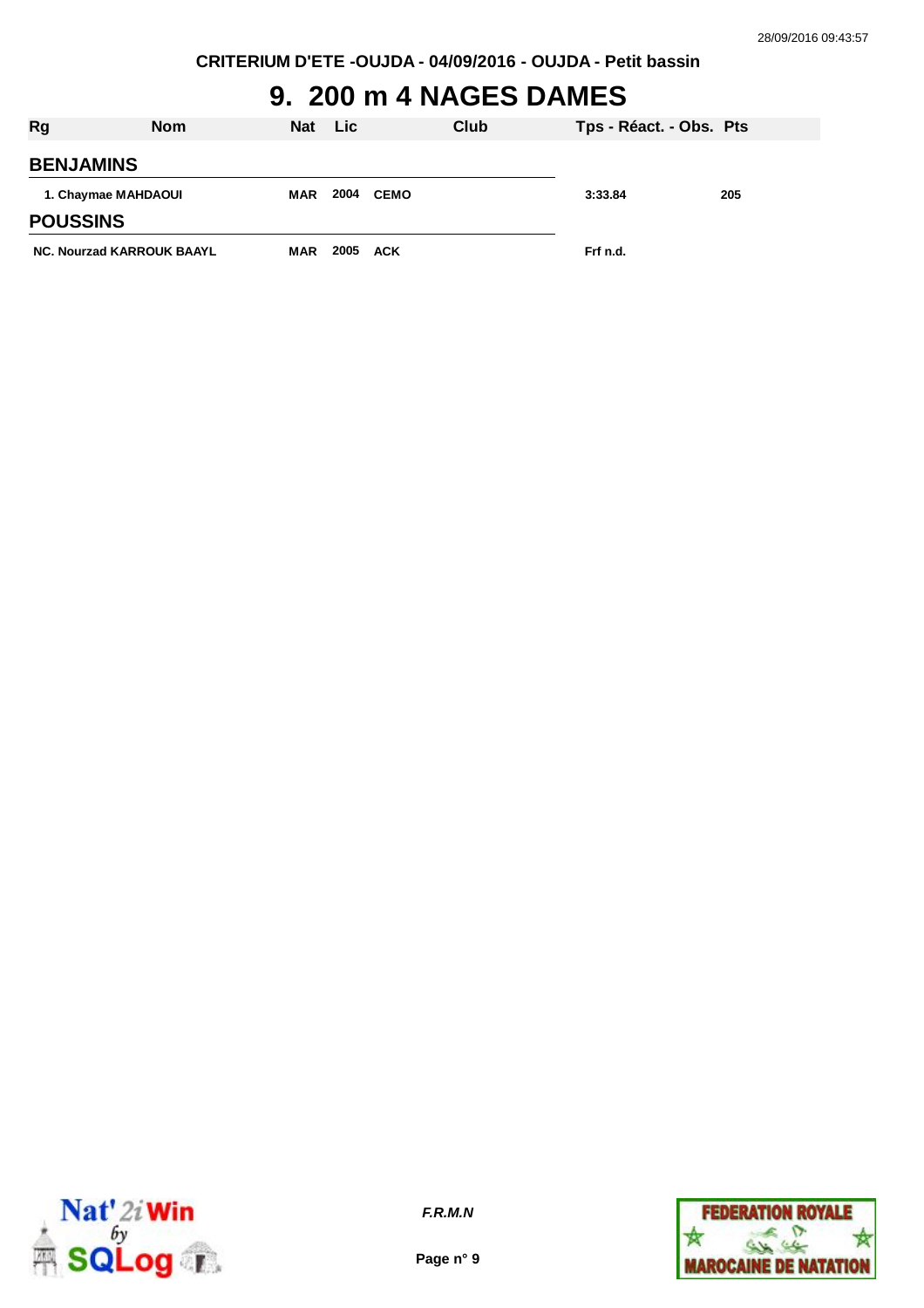CRITERIUM D'ETE -OUJDA - 04/09/2016 - OUJDA - Petit bassin

# 9. 200 m 4 NAGES DAMES

| Rg | Nom | Nat | Lic | Club | Tps - Réact. - Obs. | Pts |
|---|---|---|---|---|---|---|
| **BENJAMINS** | | | | | | |
| 1. | Chaymae MAHDAOUI | MAR | 2004 | CEMO | 3:33.84 | 205 |
| **POUSSINS** | | | | | | |
| NC. | Nourzad KARROUK BAAYL | MAR | 2005 | ACK | Frf n.d. | |

*F.R.M.N*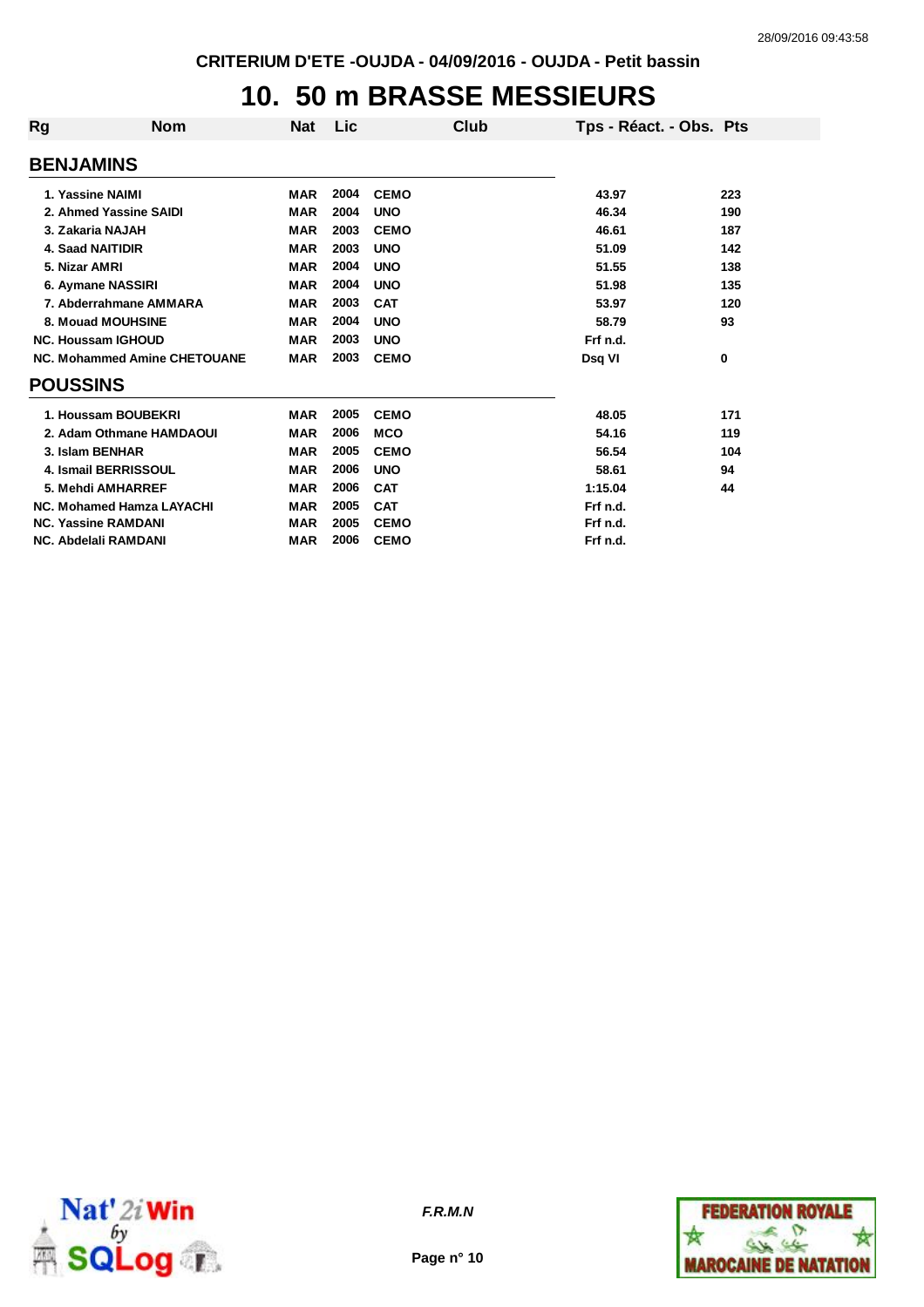CRITERIUM D'ETE -OUJDA - 04/09/2016 - OUJDA - Petit bassin

# 10. 50 m BRASSE MESSIEURS

| Rg | Nom | Nat | Lic | Club | Tps - Réact. - Obs. | Pts |
|---|---|---|---|---|---|---|
| **BENJAMINS** | | | | | | |
| 1. | Yassine NAIMI | MAR | 2004 | CEMO | 43.97 | 223 |
| 2. | Ahmed Yassine SAIDI | MAR | 2004 | UNO | 46.34 | 190 |
| 3. | Zakaria NAJAH | MAR | 2003 | CEMO | 46.61 | 187 |
| 4. | Saad NAITIDIR | MAR | 2003 | UNO | 51.09 | 142 |
| 5. | Nizar AMRI | MAR | 2004 | UNO | 51.55 | 138 |
| 6. | Aymane NASSIRI | MAR | 2004 | UNO | 51.98 | 135 |
| 7. | Abderrahmane AMMARA | MAR | 2003 | CAT | 53.97 | 120 |
| 8. | Mouad MOUHSINE | MAR | 2004 | UNO | 58.79 | 93 |
| NC. | Houssam IGHOUD | MAR | 2003 | UNO | Frf n.d. | |
| NC. | Mohammed Amine CHETOUANE | MAR | 2003 | CEMO | Dsq VI | 0 |
| **POUSSINS** | | | | | | |
| 1. | Houssam BOUBEKRI | MAR | 2005 | CEMO | 48.05 | 171 |
| 2. | Adam Othmane HAMDAOUI | MAR | 2006 | MCO | 54.16 | 119 |
| 3. | Islam BENHAR | MAR | 2005 | CEMO | 56.54 | 104 |
| 4. | Ismail BERRISSOUL | MAR | 2006 | UNO | 58.61 | 94 |
| 5. | Mehdi AMHARREF | MAR | 2006 | CAT | 1:15.04 | 44 |
| NC. | Mohamed Hamza LAYACHI | MAR | 2005 | CAT | Frf n.d. | |
| NC. | Yassine RAMDANI | MAR | 2005 | CEMO | Frf n.d. | |
| NC. | Abdelali RAMDANI | MAR | 2006 | CEMO | Frf n.d. | |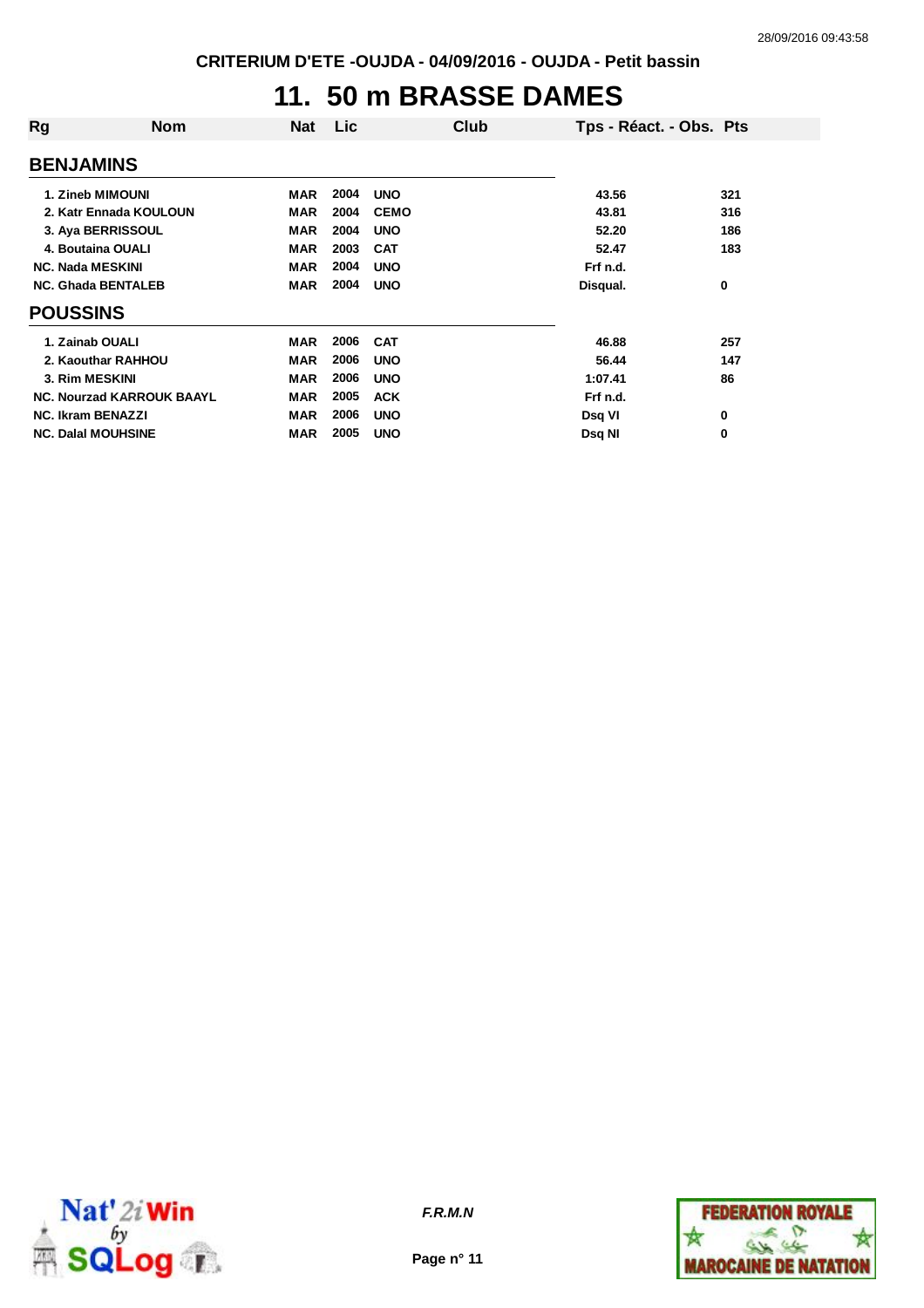# 11. 50 m BRASSE DAMES

| Rg | Nom | Nat | Lic | Club | Tps - Réact. - Obs. | Pts |
|---|---|---|---|---|---|---|
| **BENJAMINS** | | | | | | |
| 1. | Zineb MIMOUNI | MAR | 2004 | UNO | 43.56 | 321 |
| 2. | Katr Ennada KOULOUN | MAR | 2004 | CEMO | 43.81 | 316 |
| 3. | Aya BERRISSOUL | MAR | 2004 | UNO | 52.20 | 186 |
| 4. | Boutaina OUALI | MAR | 2003 | CAT | 52.47 | 183 |
| NC. | Nada MESKINI | MAR | 2004 | UNO | Frf n.d. | |
| NC. | Ghada BENTALEB | MAR | 2004 | UNO | Disqual. | 0 |
| **POUSSINS** | | | | | | |
| 1. | Zainab OUALI | MAR | 2006 | CAT | 46.88 | 257 |
| 2. | Kaouthar RAHHOU | MAR | 2006 | UNO | 56.44 | 147 |
| 3. | Rim MESKINI | MAR | 2006 | UNO | 1:07.41 | 86 |
| NC. | Nourzad KARROUK BAAYL | MAR | 2005 | ACK | Frf n.d. | |
| NC. | Ikram BENAZZI | MAR | 2006 | UNO | Dsq VI | 0 |
| NC. | Dalal MOUHSINE | MAR | 2005 | UNO | Dsq NI | 0 |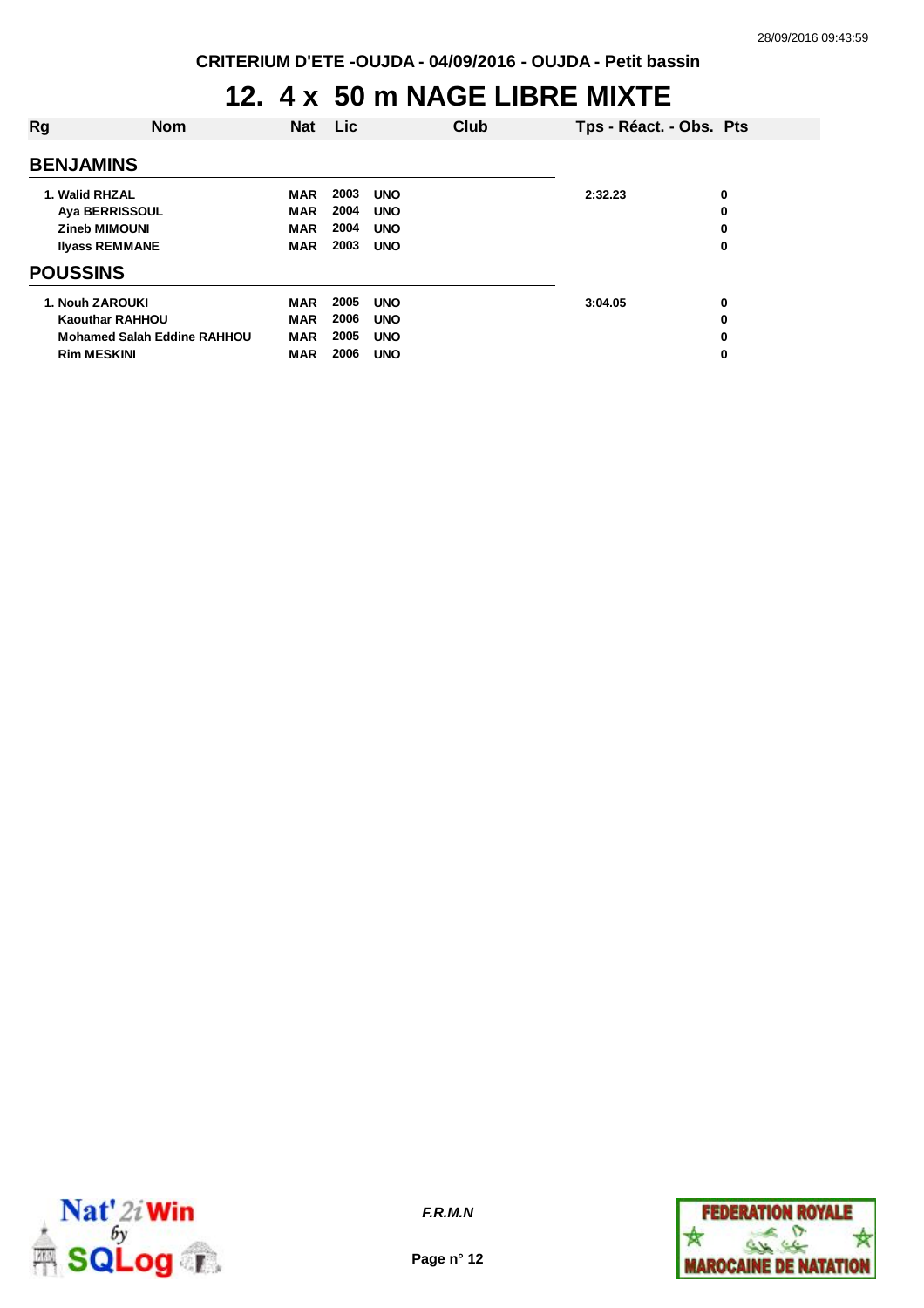CRITERIUM D'ETE -OUJDA - 04/09/2016 - OUJDA - Petit bassin

# 12. 4 x 50 m NAGE LIBRE MIXTE

| Rg | Nom | Nat | Lic | Club | Tps - Réact. - Obs. | Pts |
|---|---|---|---|---|---|---|
| **BENJAMINS** | | | | | | |
| 1. | Walid RHZAL | MAR | 2003 | UNO | 2:32.23 | 0 |
| | Aya BERRISSOUL | MAR | 2004 | UNO | | 0 |
| | Zineb MIMOUNI | MAR | 2004 | UNO | | 0 |
| | Ilyass REMMANE | MAR | 2003 | UNO | | 0 |
| **POUSSINS** | | | | | | |
| 1. | Nouh ZAROUKI | MAR | 2005 | UNO | 3:04.05 | 0 |
| | Kaouthar RAHHOU | MAR | 2006 | UNO | | 0 |
| | Mohamed Salah Eddine RAHHOU | MAR | 2005 | UNO | | 0 |
| | Rim MESKINI | MAR | 2006 | UNO | | 0 |

*F.R.M.N*